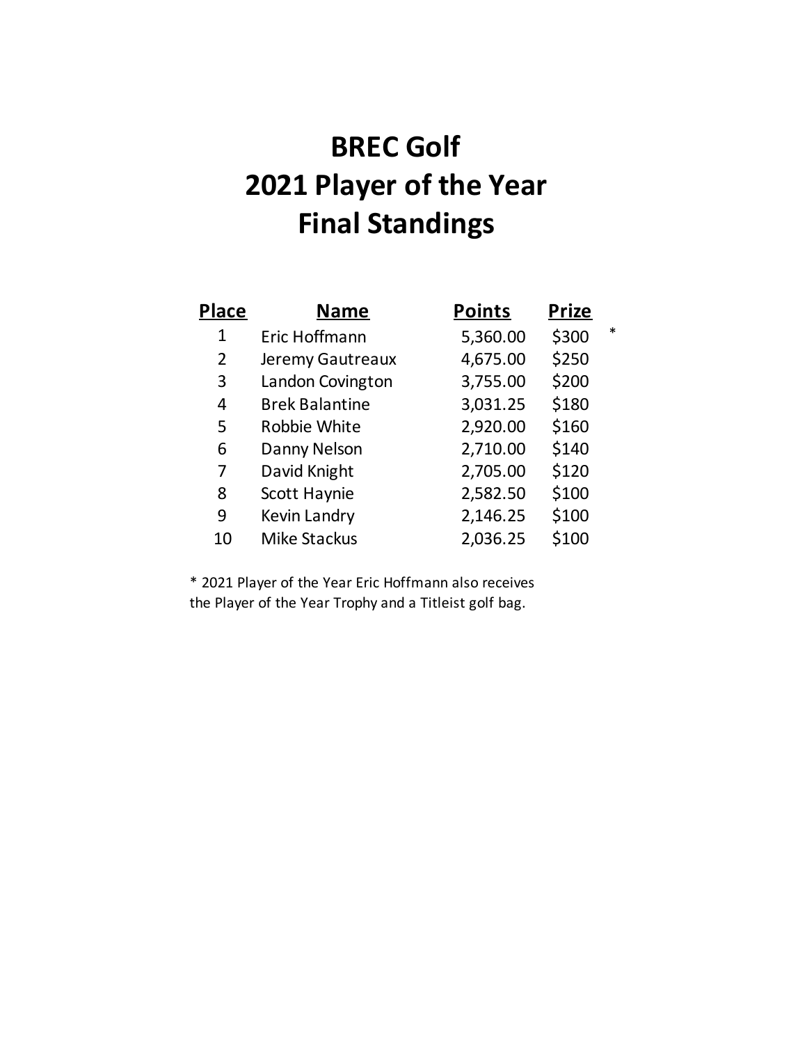# BREC Golf
# 2021 Player of the Year
# Final Standings

| Place | Name | Points | Prize | |
|---|---|---|---|---|
| 1 | Eric Hoffmann | 5,360.00 | $300 | * |
| 2 | Jeremy Gautreaux | 4,675.00 | $250 | |
| 3 | Landon Covington | 3,755.00 | $200 | |
| 4 | Brek Balantine | 3,031.25 | $180 | |
| 5 | Robbie White | 2,920.00 | $160 | |
| 6 | Danny Nelson | 2,710.00 | $140 | |
| 7 | David Knight | 2,705.00 | $120 | |
| 8 | Scott Haynie | 2,582.50 | $100 | |
| 9 | Kevin Landry | 2,146.25 | $100 | |
| 10 | Mike Stackus | 2,036.25 | $100 | |

* 2021 Player of the Year Eric Hoffmann also receives the Player of the Year Trophy and a Titleist golf bag.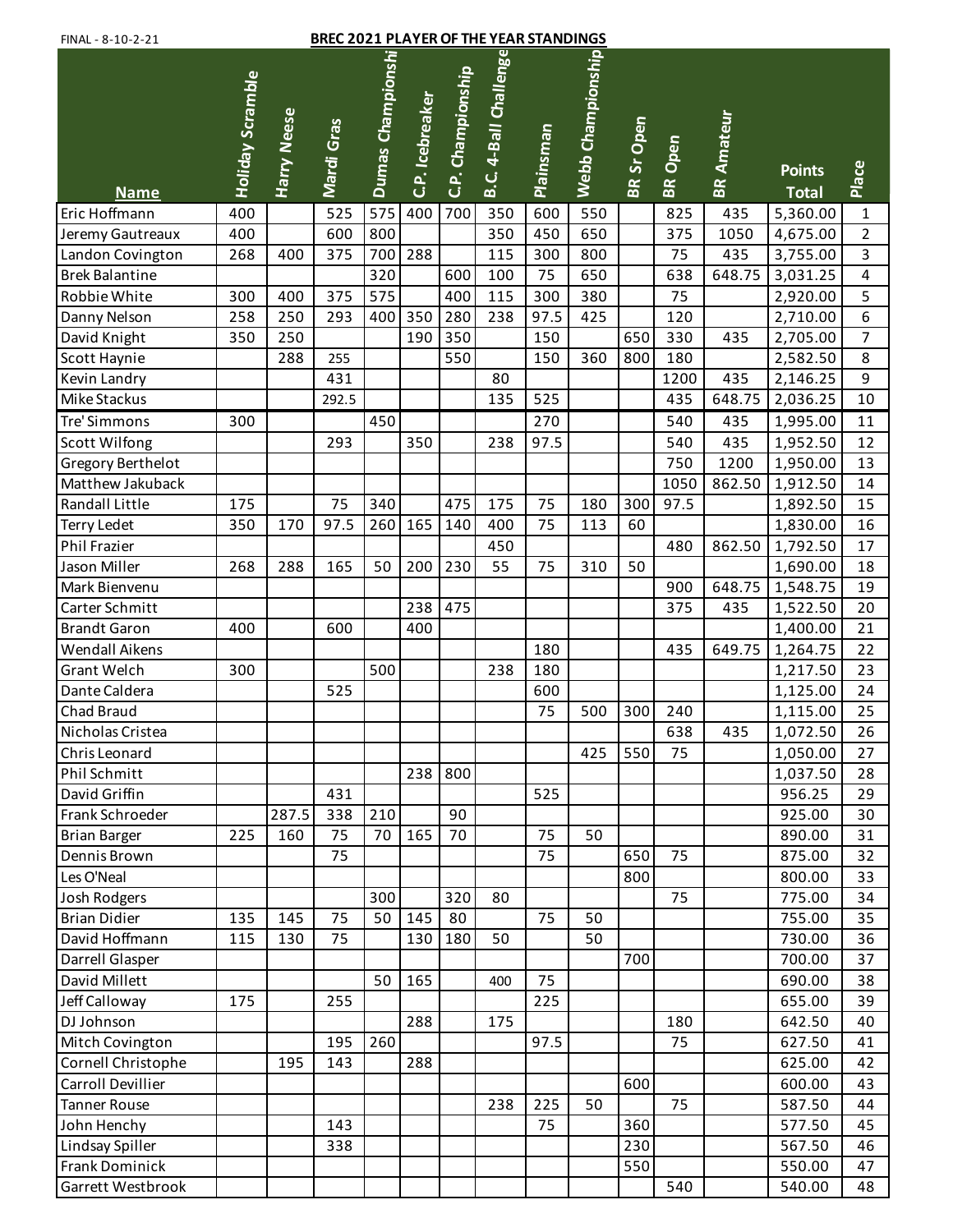FINAL - 8-10-2-21

**BREC 2021 PLAYER OF THE YEAR STANDINGS**

| Name | Holiday Scramble | Harry Neese | Mardi Gras | Dumas Championship | C.P. Icebreaker | C.P. Championship | B.C. 4-Ball Challenge | Plainsman | Webb Championship | BR Sr Open | BR Open | BR Amateur | Points Total | Place |
|---|---|---|---|---|---|---|---|---|---|---|---|---|---|---|
| Eric Hoffmann | 400 | | 525 | 575 | 400 | 700 | 350 | 600 | 550 | | 825 | 435 | 5,360.00 | 1 |
| Jeremy Gautreaux | 400 | | 600 | 800 | | | 350 | 450 | 650 | | 375 | 1050 | 4,675.00 | 2 |
| Landon Covington | 268 | 400 | 375 | 700 | 288 | | 115 | 300 | 800 | | 75 | 435 | 3,755.00 | 3 |
| Brek Balantine | | | | 320 | | 600 | 100 | 75 | 650 | | 638 | 648.75 | 3,031.25 | 4 |
| Robbie White | 300 | 400 | 375 | 575 | | 400 | 115 | 300 | 380 | | 75 | | 2,920.00 | 5 |
| Danny Nelson | 258 | 250 | 293 | 400 | 350 | 280 | 238 | 97.5 | 425 | | 120 | | 2,710.00 | 6 |
| David Knight | 350 | 250 | | | 190 | 350 | | 150 | | 650 | 330 | 435 | 2,705.00 | 7 |
| Scott Haynie | | 288 | 255 | | | 550 | | 150 | 360 | 800 | 180 | | 2,582.50 | 8 |
| Kevin Landry | | | 431 | | | | 80 | | | | 1200 | 435 | 2,146.25 | 9 |
| Mike Stackus | | | 292.5 | | | | 135 | 525 | | | 435 | 648.75 | 2,036.25 | 10 |
| Tre' Simmons | 300 | | | 450 | | | | 270 | | | 540 | 435 | 1,995.00 | 11 |
| Scott Wilfong | | | 293 | | 350 | | 238 | 97.5 | | | 540 | 435 | 1,952.50 | 12 |
| Gregory Berthelot | | | | | | | | | | | 750 | 1200 | 1,950.00 | 13 |
| Matthew Jakuback | | | | | | | | | | | 1050 | 862.50 | 1,912.50 | 14 |
| Randall Little | 175 | | 75 | 340 | | 475 | 175 | 75 | 180 | 300 | 97.5 | | 1,892.50 | 15 |
| Terry Ledet | 350 | 170 | 97.5 | 260 | 165 | 140 | 400 | 75 | 113 | 60 | | | 1,830.00 | 16 |
| Phil Frazier | | | | | | | 450 | | | | 480 | 862.50 | 1,792.50 | 17 |
| Jason Miller | 268 | 288 | 165 | 50 | 200 | 230 | 55 | 75 | 310 | 50 | | | 1,690.00 | 18 |
| Mark Bienvenu | | | | | | | | | | | 900 | 648.75 | 1,548.75 | 19 |
| Carter Schmitt | | | | | 238 | 475 | | | | | 375 | 435 | 1,522.50 | 20 |
| Brandt Garon | 400 | | 600 | | 400 | | | | | | | | 1,400.00 | 21 |
| Wendall Aikens | | | | | | | | 180 | | | 435 | 649.75 | 1,264.75 | 22 |
| Grant Welch | 300 | | | 500 | | | 238 | 180 | | | | | 1,217.50 | 23 |
| Dante Caldera | | | 525 | | | | | 600 | | | | | 1,125.00 | 24 |
| Chad Braud | | | | | | | | 75 | 500 | 300 | 240 | | 1,115.00 | 25 |
| Nicholas Cristea | | | | | | | | | | | 638 | 435 | 1,072.50 | 26 |
| Chris Leonard | | | | | | | | | 425 | 550 | 75 | | 1,050.00 | 27 |
| Phil Schmitt | | | | | 238 | 800 | | | | | | | 1,037.50 | 28 |
| David Griffin | | | 431 | | | | | 525 | | | | | 956.25 | 29 |
| Frank Schroeder | | 287.5 | 338 | 210 | | 90 | | | | | | | 925.00 | 30 |
| Brian Barger | 225 | 160 | 75 | 70 | 165 | 70 | | 75 | 50 | | | | 890.00 | 31 |
| Dennis Brown | | | 75 | | | | | 75 | | 650 | 75 | | 875.00 | 32 |
| Les O'Neal | | | | | | | | | | 800 | | | 800.00 | 33 |
| Josh Rodgers | | | | 300 | | 320 | 80 | | | | 75 | | 775.00 | 34 |
| Brian Didier | 135 | 145 | 75 | 50 | 145 | 80 | | 75 | 50 | | | | 755.00 | 35 |
| David Hoffmann | 115 | 130 | 75 | | 130 | 180 | 50 | | 50 | | | | 730.00 | 36 |
| Darrell Glasper | | | | | | | | | | 700 | | | 700.00 | 37 |
| David Millett | | | | 50 | 165 | | 400 | 75 | | | | | 690.00 | 38 |
| Jeff Calloway | 175 | | 255 | | | | | 225 | | | | | 655.00 | 39 |
| DJ Johnson | | | | | 288 | | 175 | | | | 180 | | 642.50 | 40 |
| Mitch Covington | | | 195 | 260 | | | | 97.5 | | | 75 | | 627.50 | 41 |
| Cornell Christophe | | 195 | 143 | | 288 | | | | | | | | 625.00 | 42 |
| Carroll Devillier | | | | | | | | | | 600 | | | 600.00 | 43 |
| Tanner Rouse | | | | | | | 238 | 225 | 50 | | 75 | | 587.50 | 44 |
| John Henchy | | | 143 | | | | | 75 | | 360 | | | 577.50 | 45 |
| Lindsay Spiller | | | 338 | | | | | | | 230 | | | 567.50 | 46 |
| Frank Dominick | | | | | | | | | | 550 | | | 550.00 | 47 |
| Garrett Westbrook | | | | | | | | | | | 540 | | 540.00 | 48 |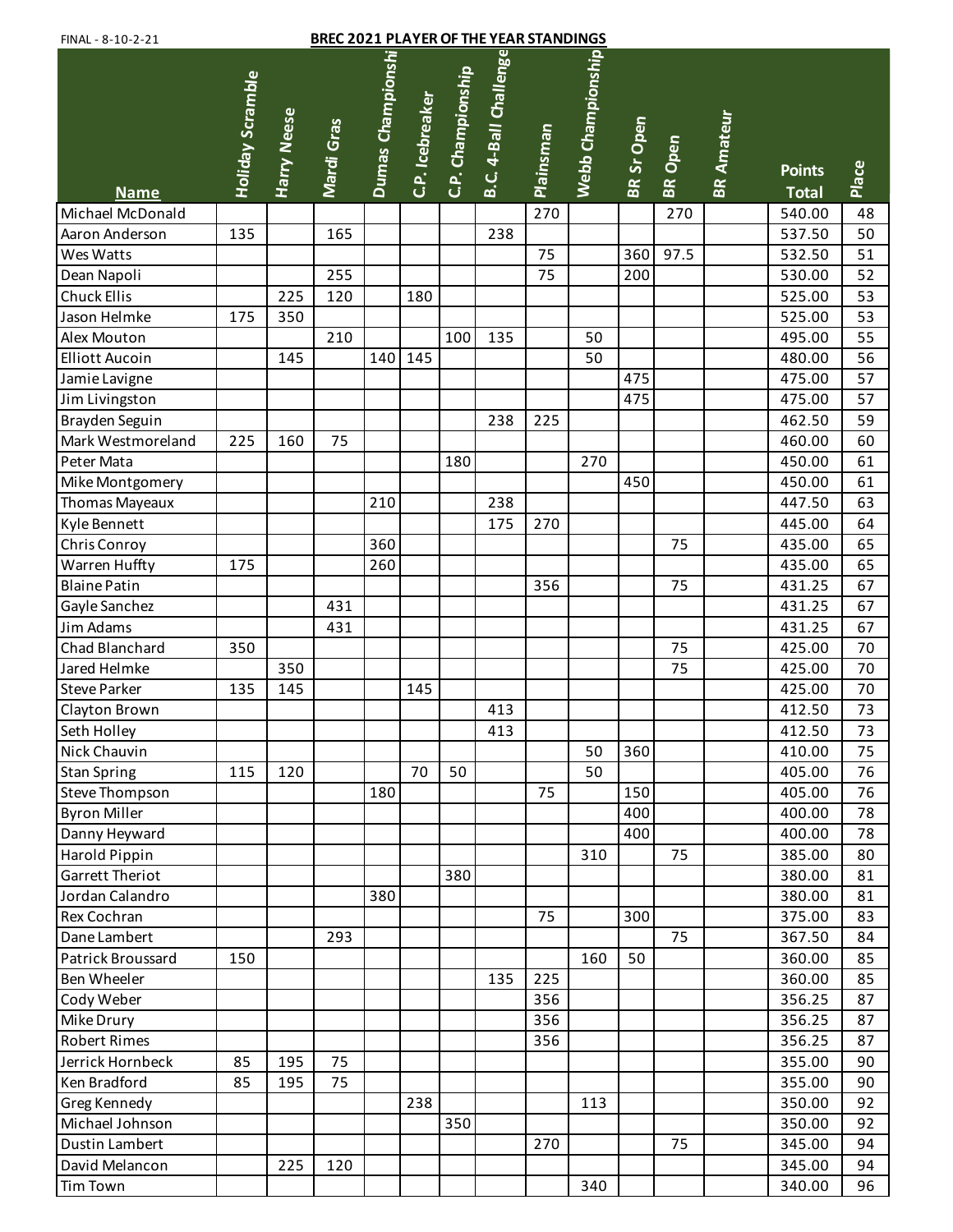FINAL - 8-10-2-21

# BREC 2021 PLAYER OF THE YEAR STANDINGS

| Name | Holiday Scramble | Harry Neese | Mardi Gras | Dumas Championshi | C.P. Icebreaker | C.P. Championship | B.C. 4-Ball Challenge | Plainsman | Webb Championship | BR Sr Open | BR Open | BR Amateur | Points Total | Place |
|---|---|---|---|---|---|---|---|---|---|---|---|---|---|---|
| Michael McDonald | | | | | | | | 270 | | | 270 | | 540.00 | 48 |
| Aaron Anderson | 135 | | 165 | | | | 238 | | | | | | 537.50 | 50 |
| Wes Watts | | | | | | | | 75 | | 360 | 97.5 | | 532.50 | 51 |
| Dean Napoli | | | 255 | | | | | 75 | | 200 | | | 530.00 | 52 |
| Chuck Ellis | | 225 | 120 | | 180 | | | | | | | | 525.00 | 53 |
| Jason Helmke | 175 | 350 | | | | | | | | | | | 525.00 | 53 |
| Alex Mouton | | | 210 | | | 100 | 135 | | 50 | | | | 495.00 | 55 |
| Elliott Aucoin | | 145 | | 140 | 145 | | | | 50 | | | | 480.00 | 56 |
| Jamie Lavigne | | | | | | | | | | 475 | | | 475.00 | 57 |
| Jim Livingston | | | | | | | | | | 475 | | | 475.00 | 57 |
| Brayden Seguin | | | | | | | 238 | 225 | | | | | 462.50 | 59 |
| Mark Westmoreland | 225 | 160 | 75 | | | | | | | | | | 460.00 | 60 |
| Peter Mata | | | | | | 180 | | | 270 | | | | 450.00 | 61 |
| Mike Montgomery | | | | | | | | | | 450 | | | 450.00 | 61 |
| Thomas Mayeaux | | | | 210 | | | 238 | | | | | | 447.50 | 63 |
| Kyle Bennett | | | | | | | 175 | 270 | | | | | 445.00 | 64 |
| Chris Conroy | | | | 360 | | | | | | | 75 | | 435.00 | 65 |
| Warren Huffty | 175 | | | 260 | | | | | | | | | 435.00 | 65 |
| Blaine Patin | | | | | | | | 356 | | | 75 | | 431.25 | 67 |
| Gayle Sanchez | | | 431 | | | | | | | | | | 431.25 | 67 |
| Jim Adams | | | 431 | | | | | | | | | | 431.25 | 67 |
| Chad Blanchard | 350 | | | | | | | | | | 75 | | 425.00 | 70 |
| Jared Helmke | | 350 | | | | | | | | | 75 | | 425.00 | 70 |
| Steve Parker | 135 | 145 | | | 145 | | | | | | | | 425.00 | 70 |
| Clayton Brown | | | | | | | 413 | | | | | | 412.50 | 73 |
| Seth Holley | | | | | | | 413 | | | | | | 412.50 | 73 |
| Nick Chauvin | | | | | | | | | 50 | 360 | | | 410.00 | 75 |
| Stan Spring | 115 | 120 | | | 70 | 50 | | | 50 | | | | 405.00 | 76 |
| Steve Thompson | | | | 180 | | | | 75 | | 150 | | | 405.00 | 76 |
| Byron Miller | | | | | | | | | | 400 | | | 400.00 | 78 |
| Danny Heyward | | | | | | | | | | 400 | | | 400.00 | 78 |
| Harold Pippin | | | | | | | | | 310 | | 75 | | 385.00 | 80 |
| Garrett Theriot | | | | | | 380 | | | | | | | 380.00 | 81 |
| Jordan Calandro | | | | 380 | | | | | | | | | 380.00 | 81 |
| Rex Cochran | | | | | | | | 75 | | 300 | | | 375.00 | 83 |
| Dane Lambert | | | 293 | | | | | | | | 75 | | 367.50 | 84 |
| Patrick Broussard | 150 | | | | | | | | 160 | 50 | | | 360.00 | 85 |
| Ben Wheeler | | | | | | | 135 | 225 | | | | | 360.00 | 85 |
| Cody Weber | | | | | | | | 356 | | | | | 356.25 | 87 |
| Mike Drury | | | | | | | | 356 | | | | | 356.25 | 87 |
| Robert Rimes | | | | | | | | 356 | | | | | 356.25 | 87 |
| Jerrick Hornbeck | 85 | 195 | 75 | | | | | | | | | | 355.00 | 90 |
| Ken Bradford | 85 | 195 | 75 | | | | | | | | | | 355.00 | 90 |
| Greg Kennedy | | | | | 238 | | | | 113 | | | | 350.00 | 92 |
| Michael Johnson | | | | | | 350 | | | | | | | 350.00 | 92 |
| Dustin Lambert | | | | | | | | 270 | | | 75 | | 345.00 | 94 |
| David Melancon | | 225 | 120 | | | | | | | | | | 345.00 | 94 |
| Tim Town | | | | | | | | | 340 | | | | 340.00 | 96 |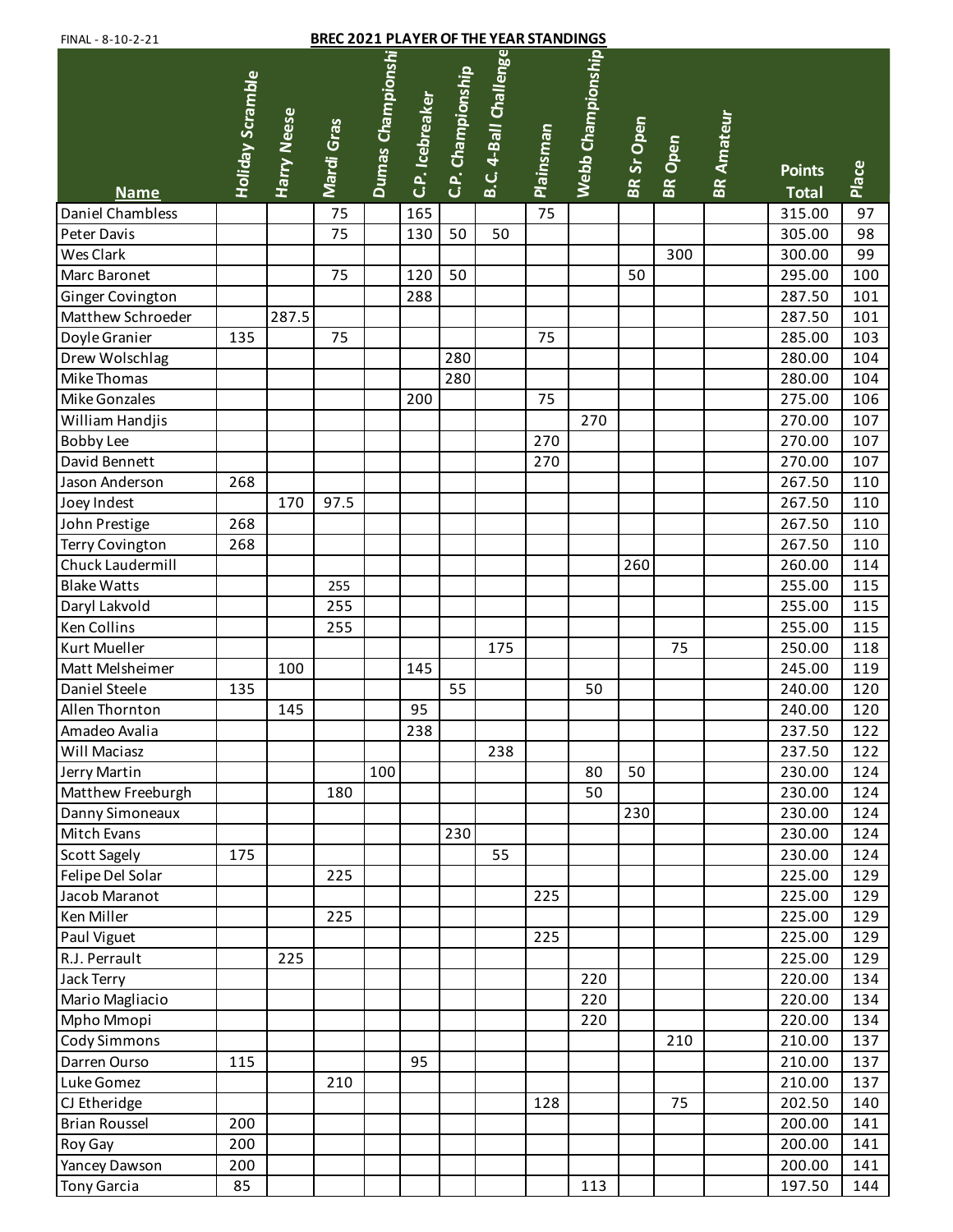FINAL - 8-10-2-21

# BREC 2021 PLAYER OF THE YEAR STANDINGS

| Name | Holiday Scramble | Harry Neese | Mardi Gras | Dumas Championshi | C.P. Icebreaker | C.P. Championship | B.C. 4-Ball Challenge | Plainsman | Webb Championship | BR Sr Open | BR Open | BR Amateur | Points Total | Place |
|---|---|---|---|---|---|---|---|---|---|---|---|---|---|---|
| Daniel Chambless | | | 75 | | 165 | | | 75 | | | | | 315.00 | 97 |
| Peter Davis | | | 75 | | 130 | 50 | 50 | | | | | | 305.00 | 98 |
| Wes Clark | | | | | | | | | | | 300 | | 300.00 | 99 |
| Marc Baronet | | | 75 | | 120 | 50 | | | | 50 | | | 295.00 | 100 |
| Ginger Covington | | | | | 288 | | | | | | | | 287.50 | 101 |
| Matthew Schroeder | | 287.5 | | | | | | | | | | | 287.50 | 101 |
| Doyle Granier | 135 | | 75 | | | | | 75 | | | | | 285.00 | 103 |
| Drew Wolschlag | | | | | | 280 | | | | | | | 280.00 | 104 |
| Mike Thomas | | | | | | 280 | | | | | | | 280.00 | 104 |
| Mike Gonzales | | | | | 200 | | | 75 | | | | | 275.00 | 106 |
| William Handjis | | | | | | | | | 270 | | | | 270.00 | 107 |
| Bobby Lee | | | | | | | | 270 | | | | | 270.00 | 107 |
| David Bennett | | | | | | | | 270 | | | | | 270.00 | 107 |
| Jason Anderson | 268 | | | | | | | | | | | | 267.50 | 110 |
| Joey Indest | | 170 | 97.5 | | | | | | | | | | 267.50 | 110 |
| John Prestige | 268 | | | | | | | | | | | | 267.50 | 110 |
| Terry Covington | 268 | | | | | | | | | | | | 267.50 | 110 |
| Chuck Laudermill | | | | | | | | | | 260 | | | 260.00 | 114 |
| Blake Watts | | | 255 | | | | | | | | | | 255.00 | 115 |
| Daryl Lakvold | | | 255 | | | | | | | | | | 255.00 | 115 |
| Ken Collins | | | 255 | | | | | | | | | | 255.00 | 115 |
| Kurt Mueller | | | | | | | 175 | | | | 75 | | 250.00 | 118 |
| Matt Melsheimer | | 100 | | | 145 | | | | | | | | 245.00 | 119 |
| Daniel Steele | 135 | | | | | 55 | | | 50 | | | | 240.00 | 120 |
| Allen Thornton | | 145 | | | 95 | | | | | | | | 240.00 | 120 |
| Amadeo Avalia | | | | | 238 | | | | | | | | 237.50 | 122 |
| Will Maciasz | | | | | | | 238 | | | | | | 237.50 | 122 |
| Jerry Martin | | | | 100 | | | | | 80 | 50 | | | 230.00 | 124 |
| Matthew Freeburgh | | | 180 | | | | | | 50 | | | | 230.00 | 124 |
| Danny Simoneaux | | | | | | | | | | 230 | | | 230.00 | 124 |
| Mitch Evans | | | | | | 230 | | | | | | | 230.00 | 124 |
| Scott Sagely | 175 | | | | | | 55 | | | | | | 230.00 | 124 |
| Felipe Del Solar | | | 225 | | | | | | | | | | 225.00 | 129 |
| Jacob Maranot | | | | | | | | 225 | | | | | 225.00 | 129 |
| Ken Miller | | | 225 | | | | | | | | | | 225.00 | 129 |
| Paul Viguet | | | | | | | | 225 | | | | | 225.00 | 129 |
| R.J. Perrault | | 225 | | | | | | | | | | | 225.00 | 129 |
| Jack Terry | | | | | | | | | 220 | | | | 220.00 | 134 |
| Mario Magliacio | | | | | | | | | 220 | | | | 220.00 | 134 |
| Mpho Mmopi | | | | | | | | | 220 | | | | 220.00 | 134 |
| Cody Simmons | | | | | | | | | | | 210 | | 210.00 | 137 |
| Darren Ourso | 115 | | | | 95 | | | | | | | | 210.00 | 137 |
| Luke Gomez | | | 210 | | | | | | | | | | 210.00 | 137 |
| CJ Etheridge | | | | | | | | 128 | | | 75 | | 202.50 | 140 |
| Brian Roussel | 200 | | | | | | | | | | | | 200.00 | 141 |
| Roy Gay | 200 | | | | | | | | | | | | 200.00 | 141 |
| Yancey Dawson | 200 | | | | | | | | | | | | 200.00 | 141 |
| Tony Garcia | 85 | | | | | | | | 113 | | | | 197.50 | 144 |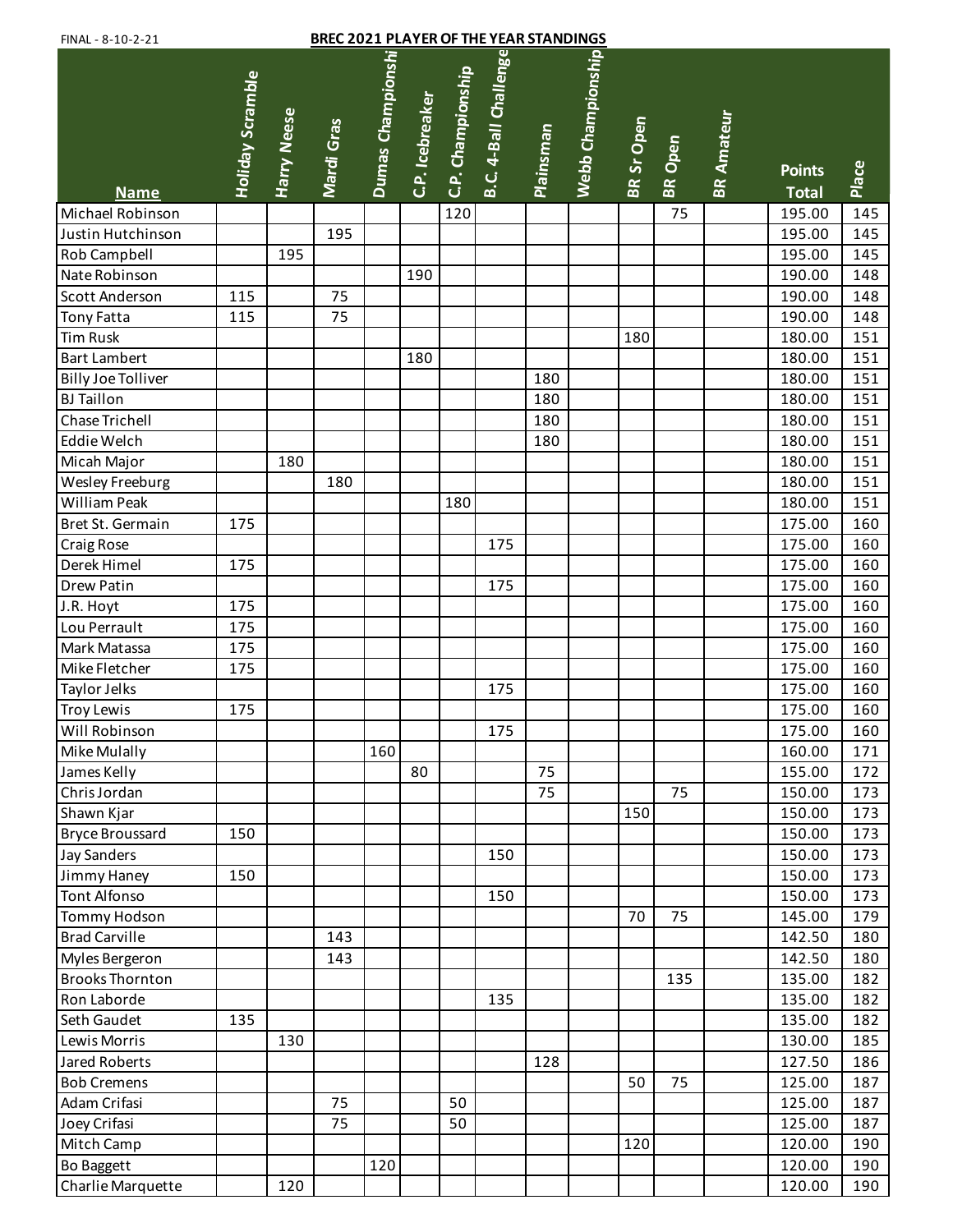FINAL - 8-10-2-21

**BREC 2021 PLAYER OF THE YEAR STANDINGS**

| Name | Holiday Scramble | Harry Neese | Mardi Gras | Dumas Championshi | C.P. Icebreaker | C.P. Championship | B.C. 4-Ball Challenge | Plainsman | Webb Championship | BR Sr Open | BR Open | BR Amateur | Points Total | Place |
|---|---|---|---|---|---|---|---|---|---|---|---|---|---|---|
| Michael Robinson | | | | | | 120 | | | | | 75 | | 195.00 | 145 |
| Justin Hutchinson | | | 195 | | | | | | | | | | 195.00 | 145 |
| Rob Campbell | | 195 | | | | | | | | | | | 195.00 | 145 |
| Nate Robinson | | | | | 190 | | | | | | | | 190.00 | 148 |
| Scott Anderson | 115 | | 75 | | | | | | | | | | 190.00 | 148 |
| Tony Fatta | 115 | | 75 | | | | | | | | | | 190.00 | 148 |
| Tim Rusk | | | | | | | | | | 180 | | | 180.00 | 151 |
| Bart Lambert | | | | | 180 | | | | | | | | 180.00 | 151 |
| Billy Joe Tolliver | | | | | | | | 180 | | | | | 180.00 | 151 |
| BJ Taillon | | | | | | | | 180 | | | | | 180.00 | 151 |
| Chase Trichell | | | | | | | | 180 | | | | | 180.00 | 151 |
| Eddie Welch | | | | | | | | 180 | | | | | 180.00 | 151 |
| Micah Major | | 180 | | | | | | | | | | | 180.00 | 151 |
| Wesley Freeburg | | | 180 | | | | | | | | | | 180.00 | 151 |
| William Peak | | | | | | 180 | | | | | | | 180.00 | 151 |
| Bret St. Germain | 175 | | | | | | | | | | | | 175.00 | 160 |
| Craig Rose | | | | | | | 175 | | | | | | 175.00 | 160 |
| Derek Himel | 175 | | | | | | | | | | | | 175.00 | 160 |
| Drew Patin | | | | | | | 175 | | | | | | 175.00 | 160 |
| J.R. Hoyt | 175 | | | | | | | | | | | | 175.00 | 160 |
| Lou Perrault | 175 | | | | | | | | | | | | 175.00 | 160 |
| Mark Matassa | 175 | | | | | | | | | | | | 175.00 | 160 |
| Mike Fletcher | 175 | | | | | | | | | | | | 175.00 | 160 |
| Taylor Jelks | | | | | | | 175 | | | | | | 175.00 | 160 |
| Troy Lewis | 175 | | | | | | | | | | | | 175.00 | 160 |
| Will Robinson | | | | | | | 175 | | | | | | 175.00 | 160 |
| Mike Mulally | | | | 160 | | | | | | | | | 160.00 | 171 |
| James Kelly | | | | | 80 | | | 75 | | | | | 155.00 | 172 |
| Chris Jordan | | | | | | | | 75 | | | 75 | | 150.00 | 173 |
| Shawn Kjar | | | | | | | | | | 150 | | | 150.00 | 173 |
| Bryce Broussard | 150 | | | | | | | | | | | | 150.00 | 173 |
| Jay Sanders | | | | | | | 150 | | | | | | 150.00 | 173 |
| Jimmy Haney | 150 | | | | | | | | | | | | 150.00 | 173 |
| Tont Alfonso | | | | | | | 150 | | | | | | 150.00 | 173 |
| Tommy Hodson | | | | | | | | | | 70 | 75 | | 145.00 | 179 |
| Brad Carville | | | 143 | | | | | | | | | | 142.50 | 180 |
| Myles Bergeron | | | 143 | | | | | | | | | | 142.50 | 180 |
| Brooks Thornton | | | | | | | | | | | 135 | | 135.00 | 182 |
| Ron Laborde | | | | | | | 135 | | | | | | 135.00 | 182 |
| Seth Gaudet | 135 | | | | | | | | | | | | 135.00 | 182 |
| Lewis Morris | | 130 | | | | | | | | | | | 130.00 | 185 |
| Jared Roberts | | | | | | | | 128 | | | | | 127.50 | 186 |
| Bob Cremens | | | | | | | | | | 50 | 75 | | 125.00 | 187 |
| Adam Crifasi | | | 75 | | | 50 | | | | | | | 125.00 | 187 |
| Joey Crifasi | | | 75 | | | 50 | | | | | | | 125.00 | 187 |
| Mitch Camp | | | | | | | | | | 120 | | | 120.00 | 190 |
| Bo Baggett | | | | 120 | | | | | | | | | 120.00 | 190 |
| Charlie Marquette | | 120 | | | | | | | | | | | 120.00 | 190 |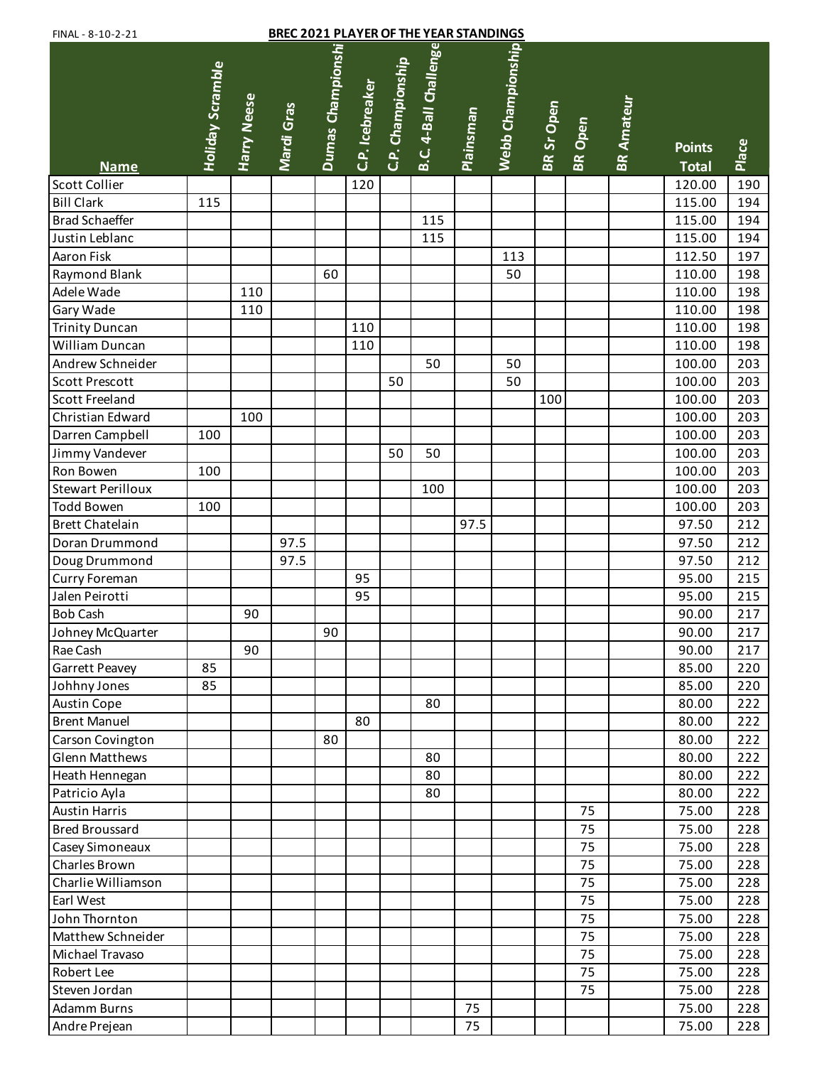FINAL - 8-10-2-21

**BREC 2021 PLAYER OF THE YEAR STANDINGS**

| Name | Holiday Scramble | Harry Neese | Mardi Gras | Dumas Championshi | C.P. Icebreaker | C.P. Championship | B.C. 4-Ball Challenge | Plainsman | Webb Championship | BR Sr Open | BR Open | BR Amateur | Points Total | Place |
|---|---|---|---|---|---|---|---|---|---|---|---|---|---|---|
| Scott Collier | | | | | 120 | | | | | | | | 120.00 | 190 |
| Bill Clark | 115 | | | | | | | | | | | | 115.00 | 194 |
| Brad Schaeffer | | | | | | | 115 | | | | | | 115.00 | 194 |
| Justin Leblanc | | | | | | | 115 | | | | | | 115.00 | 194 |
| Aaron Fisk | | | | | | | | | 113 | | | | 112.50 | 197 |
| Raymond Blank | | | | 60 | | | | | 50 | | | | 110.00 | 198 |
| Adele Wade | | 110 | | | | | | | | | | | 110.00 | 198 |
| Gary Wade | | 110 | | | | | | | | | | | 110.00 | 198 |
| Trinity Duncan | | | | | 110 | | | | | | | | 110.00 | 198 |
| William Duncan | | | | | 110 | | | | | | | | 110.00 | 198 |
| Andrew Schneider | | | | | | | 50 | | 50 | | | | 100.00 | 203 |
| Scott Prescott | | | | | | 50 | | | 50 | | | | 100.00 | 203 |
| Scott Freeland | | | | | | | | | | 100 | | | 100.00 | 203 |
| Christian Edward | | 100 | | | | | | | | | | | 100.00 | 203 |
| Darren Campbell | 100 | | | | | | | | | | | | 100.00 | 203 |
| Jimmy Vandever | | | | | | 50 | 50 | | | | | | 100.00 | 203 |
| Ron Bowen | 100 | | | | | | | | | | | | 100.00 | 203 |
| Stewart Perilloux | | | | | | | 100 | | | | | | 100.00 | 203 |
| Todd Bowen | 100 | | | | | | | | | | | | 100.00 | 203 |
| Brett Chatelain | | | | | | | | 97.5 | | | | | 97.50 | 212 |
| Doran Drummond | | | 97.5 | | | | | | | | | | 97.50 | 212 |
| Doug Drummond | | | 97.5 | | | | | | | | | | 97.50 | 212 |
| Curry Foreman | | | | | 95 | | | | | | | | 95.00 | 215 |
| Jalen Peirotti | | | | | 95 | | | | | | | | 95.00 | 215 |
| Bob Cash | | 90 | | | | | | | | | | | 90.00 | 217 |
| Johney McQuarter | | | | 90 | | | | | | | | | 90.00 | 217 |
| Rae Cash | | 90 | | | | | | | | | | | 90.00 | 217 |
| Garrett Peavey | 85 | | | | | | | | | | | | 85.00 | 220 |
| Johhny Jones | 85 | | | | | | | | | | | | 85.00 | 220 |
| Austin Cope | | | | | | | 80 | | | | | | 80.00 | 222 |
| Brent Manuel | | | | | 80 | | | | | | | | 80.00 | 222 |
| Carson Covington | | | | 80 | | | | | | | | | 80.00 | 222 |
| Glenn Matthews | | | | | | | 80 | | | | | | 80.00 | 222 |
| Heath Hennegan | | | | | | | 80 | | | | | | 80.00 | 222 |
| Patricio Ayla | | | | | | | 80 | | | | | | 80.00 | 222 |
| Austin Harris | | | | | | | | | | | 75 | | 75.00 | 228 |
| Bred Broussard | | | | | | | | | | | 75 | | 75.00 | 228 |
| Casey Simoneaux | | | | | | | | | | | 75 | | 75.00 | 228 |
| Charles Brown | | | | | | | | | | | 75 | | 75.00 | 228 |
| Charlie Williamson | | | | | | | | | | | 75 | | 75.00 | 228 |
| Earl West | | | | | | | | | | | 75 | | 75.00 | 228 |
| John Thornton | | | | | | | | | | | 75 | | 75.00 | 228 |
| Matthew Schneider | | | | | | | | | | | 75 | | 75.00 | 228 |
| Michael Travaso | | | | | | | | | | | 75 | | 75.00 | 228 |
| Robert Lee | | | | | | | | | | | 75 | | 75.00 | 228 |
| Steven Jordan | | | | | | | | | | | 75 | | 75.00 | 228 |
| Adamm Burns | | | | | | | | 75 | | | | | 75.00 | 228 |
| Andre Prejean | | | | | | | | 75 | | | | | 75.00 | 228 |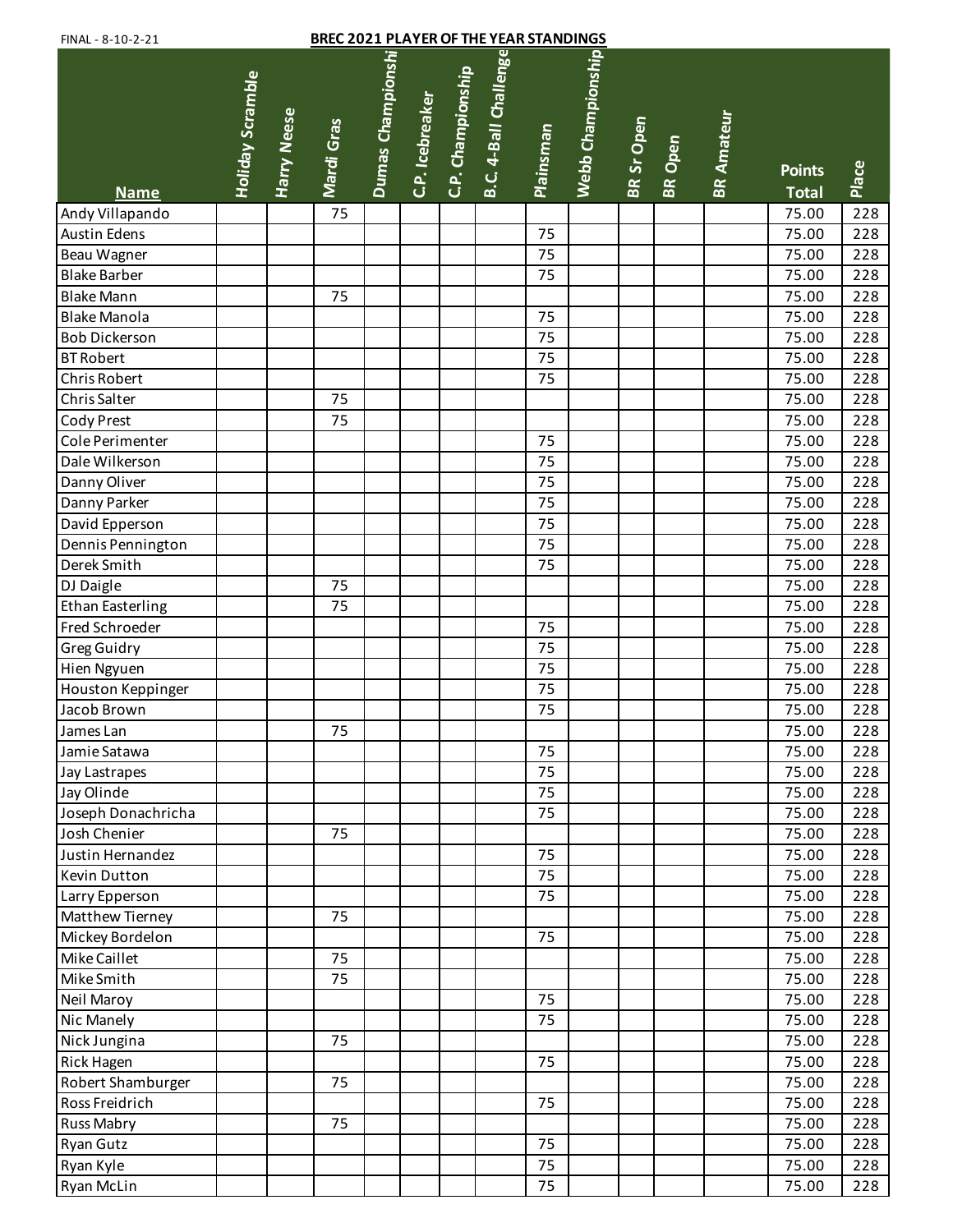FINAL - 8-10-2-21

# BREC 2021 PLAYER OF THE YEAR STANDINGS

| Name | Holiday Scramble | Harry Neese | Mardi Gras | Dumas Championshi | C.P. Icebreaker | C.P. Championship | B.C. 4-Ball Challenge | Plainsman | Webb Championship | BR Sr Open | BR Open | BR Amateur | Points Total | Place |
|---|---|---|---|---|---|---|---|---|---|---|---|---|---|---|
| Andy Villapando | | | 75 | | | | | | | | | | 75.00 | 228 |
| Austin Edens | | | | | | | | 75 | | | | | 75.00 | 228 |
| Beau Wagner | | | | | | | | 75 | | | | | 75.00 | 228 |
| Blake Barber | | | | | | | | 75 | | | | | 75.00 | 228 |
| Blake Mann | | | 75 | | | | | | | | | | 75.00 | 228 |
| Blake Manola | | | | | | | | 75 | | | | | 75.00 | 228 |
| Bob Dickerson | | | | | | | | 75 | | | | | 75.00 | 228 |
| BT Robert | | | | | | | | 75 | | | | | 75.00 | 228 |
| Chris Robert | | | | | | | | 75 | | | | | 75.00 | 228 |
| Chris Salter | | | 75 | | | | | | | | | | 75.00 | 228 |
| Cody Prest | | | 75 | | | | | | | | | | 75.00 | 228 |
| Cole Perimenter | | | | | | | | 75 | | | | | 75.00 | 228 |
| Dale Wilkerson | | | | | | | | 75 | | | | | 75.00 | 228 |
| Danny Oliver | | | | | | | | 75 | | | | | 75.00 | 228 |
| Danny Parker | | | | | | | | 75 | | | | | 75.00 | 228 |
| David Epperson | | | | | | | | 75 | | | | | 75.00 | 228 |
| Dennis Pennington | | | | | | | | 75 | | | | | 75.00 | 228 |
| Derek Smith | | | | | | | | 75 | | | | | 75.00 | 228 |
| DJ Daigle | | | 75 | | | | | | | | | | 75.00 | 228 |
| Ethan Easterling | | | 75 | | | | | | | | | | 75.00 | 228 |
| Fred Schroeder | | | | | | | | 75 | | | | | 75.00 | 228 |
| Greg Guidry | | | | | | | | 75 | | | | | 75.00 | 228 |
| Hien Ngyuen | | | | | | | | 75 | | | | | 75.00 | 228 |
| Houston Keppinger | | | | | | | | 75 | | | | | 75.00 | 228 |
| Jacob Brown | | | | | | | | 75 | | | | | 75.00 | 228 |
| James Lan | | | 75 | | | | | | | | | | 75.00 | 228 |
| Jamie Satawa | | | | | | | | 75 | | | | | 75.00 | 228 |
| Jay Lastrapes | | | | | | | | 75 | | | | | 75.00 | 228 |
| Jay Olinde | | | | | | | | 75 | | | | | 75.00 | 228 |
| Joseph Donachricha | | | | | | | | 75 | | | | | 75.00 | 228 |
| Josh Chenier | | | 75 | | | | | | | | | | 75.00 | 228 |
| Justin Hernandez | | | | | | | | 75 | | | | | 75.00 | 228 |
| Kevin Dutton | | | | | | | | 75 | | | | | 75.00 | 228 |
| Larry Epperson | | | | | | | | 75 | | | | | 75.00 | 228 |
| Matthew Tierney | | | 75 | | | | | | | | | | 75.00 | 228 |
| Mickey Bordelon | | | | | | | | 75 | | | | | 75.00 | 228 |
| Mike Caillet | | | 75 | | | | | | | | | | 75.00 | 228 |
| Mike Smith | | | 75 | | | | | | | | | | 75.00 | 228 |
| Neil Maroy | | | | | | | | 75 | | | | | 75.00 | 228 |
| Nic Manely | | | | | | | | 75 | | | | | 75.00 | 228 |
| Nick Jungina | | | 75 | | | | | | | | | | 75.00 | 228 |
| Rick Hagen | | | | | | | | 75 | | | | | 75.00 | 228 |
| Robert Shamburger | | | 75 | | | | | | | | | | 75.00 | 228 |
| Ross Freidrich | | | | | | | | 75 | | | | | 75.00 | 228 |
| Russ Mabry | | | 75 | | | | | | | | | | 75.00 | 228 |
| Ryan Gutz | | | | | | | | 75 | | | | | 75.00 | 228 |
| Ryan Kyle | | | | | | | | 75 | | | | | 75.00 | 228 |
| Ryan McLin | | | | | | | | 75 | | | | | 75.00 | 228 |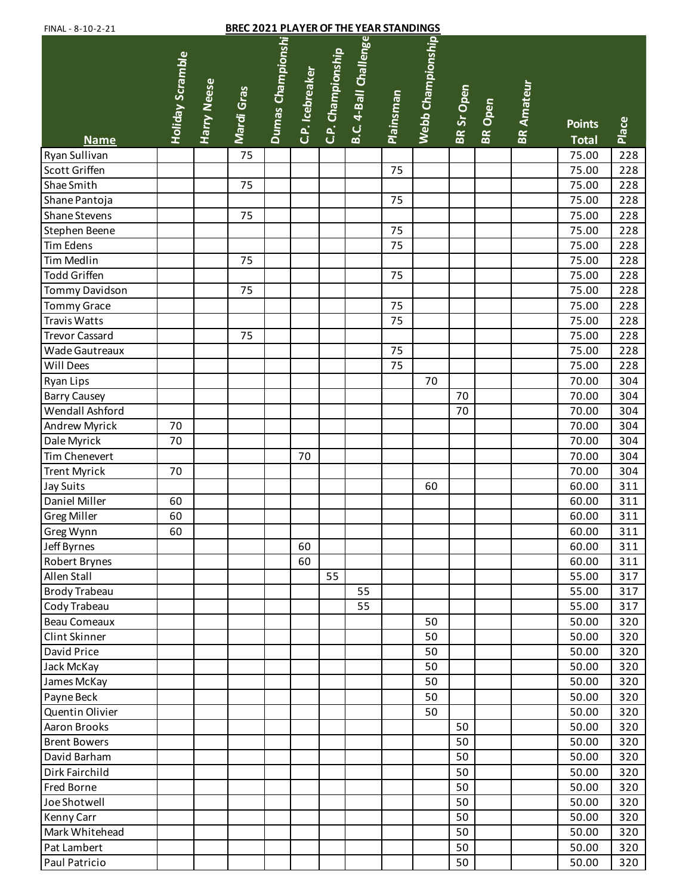FINAL - 8-10-2-21

**BREC 2021 PLAYER OF THE YEAR STANDINGS**

| Name | Holiday Scramble | Harry Neese | Mardi Gras | Dumas Championshi | C.P. Icebreaker | C.P. Championship | B.C. 4-Ball Challenge | Plainsman | Webb Championship | BR Sr Open | BR Open | BR Amateur | Points Total | Place |
|---|---|---|---|---|---|---|---|---|---|---|---|---|---|---|
| Ryan Sullivan | | | 75 | | | | | | | | | | 75.00 | 228 |
| Scott Griffen | | | | | | | | 75 | | | | | 75.00 | 228 |
| Shae Smith | | | 75 | | | | | | | | | | 75.00 | 228 |
| Shane Pantoja | | | | | | | | 75 | | | | | 75.00 | 228 |
| Shane Stevens | | | 75 | | | | | | | | | | 75.00 | 228 |
| Stephen Beene | | | | | | | | 75 | | | | | 75.00 | 228 |
| Tim Edens | | | | | | | | 75 | | | | | 75.00 | 228 |
| Tim Medlin | | | 75 | | | | | | | | | | 75.00 | 228 |
| Todd Griffen | | | | | | | | 75 | | | | | 75.00 | 228 |
| Tommy Davidson | | | 75 | | | | | | | | | | 75.00 | 228 |
| Tommy Grace | | | | | | | | 75 | | | | | 75.00 | 228 |
| Travis Watts | | | | | | | | 75 | | | | | 75.00 | 228 |
| Trevor Cassard | | | 75 | | | | | | | | | | 75.00 | 228 |
| Wade Gautreaux | | | | | | | | 75 | | | | | 75.00 | 228 |
| Will Dees | | | | | | | | 75 | | | | | 75.00 | 228 |
| Ryan Lips | | | | | | | | | 70 | | | | 70.00 | 304 |
| Barry Causey | | | | | | | | | | 70 | | | 70.00 | 304 |
| Wendall Ashford | | | | | | | | | | 70 | | | 70.00 | 304 |
| Andrew Myrick | 70 | | | | | | | | | | | | 70.00 | 304 |
| Dale Myrick | 70 | | | | | | | | | | | | 70.00 | 304 |
| Tim Chenevert | | | | | 70 | | | | | | | | 70.00 | 304 |
| Trent Myrick | 70 | | | | | | | | | | | | 70.00 | 304 |
| Jay Suits | | | | | | | | | 60 | | | | 60.00 | 311 |
| Daniel Miller | 60 | | | | | | | | | | | | 60.00 | 311 |
| Greg Miller | 60 | | | | | | | | | | | | 60.00 | 311 |
| Greg Wynn | 60 | | | | | | | | | | | | 60.00 | 311 |
| Jeff Byrnes | | | | | 60 | | | | | | | | 60.00 | 311 |
| Robert Brynes | | | | | 60 | | | | | | | | 60.00 | 311 |
| Allen Stall | | | | | | 55 | | | | | | | 55.00 | 317 |
| Brody Trabeau | | | | | | | 55 | | | | | | 55.00 | 317 |
| Cody Trabeau | | | | | | | 55 | | | | | | 55.00 | 317 |
| Beau Comeaux | | | | | | | | | 50 | | | | 50.00 | 320 |
| Clint Skinner | | | | | | | | | 50 | | | | 50.00 | 320 |
| David Price | | | | | | | | | 50 | | | | 50.00 | 320 |
| Jack McKay | | | | | | | | | 50 | | | | 50.00 | 320 |
| James McKay | | | | | | | | | 50 | | | | 50.00 | 320 |
| Payne Beck | | | | | | | | | 50 | | | | 50.00 | 320 |
| Quentin Olivier | | | | | | | | | 50 | | | | 50.00 | 320 |
| Aaron Brooks | | | | | | | | | | 50 | | | 50.00 | 320 |
| Brent Bowers | | | | | | | | | | 50 | | | 50.00 | 320 |
| David Barham | | | | | | | | | | 50 | | | 50.00 | 320 |
| Dirk Fairchild | | | | | | | | | | 50 | | | 50.00 | 320 |
| Fred Borne | | | | | | | | | | 50 | | | 50.00 | 320 |
| Joe Shotwell | | | | | | | | | | 50 | | | 50.00 | 320 |
| Kenny Carr | | | | | | | | | | 50 | | | 50.00 | 320 |
| Mark Whitehead | | | | | | | | | | 50 | | | 50.00 | 320 |
| Pat Lambert | | | | | | | | | | 50 | | | 50.00 | 320 |
| Paul Patricio | | | | | | | | | | 50 | | | 50.00 | 320 |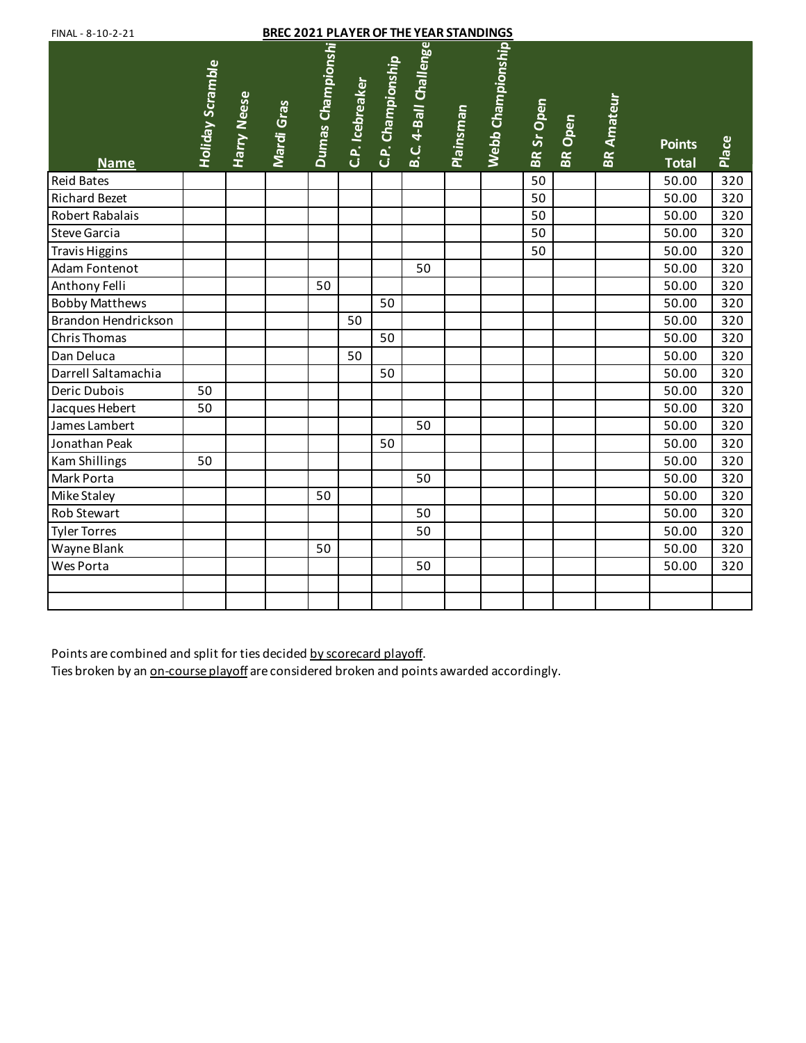FINAL - 8-10-2-21

**BREC 2021 PLAYER OF THE YEAR STANDINGS**

| Name | Holiday Scramble | Harry Neese | Mardi Gras | Dumas Championshi | C.P. Icebreaker | C.P. Championship | B.C. 4-Ball Challenge | Plainsman | Webb Championship | BR Sr Open | BR Open | BR Amateur | Points Total | Place |
|---|---|---|---|---|---|---|---|---|---|---|---|---|---|---|
| Reid Bates | | | | | | | | | | 50 | | | 50.00 | 320 |
| Richard Bezet | | | | | | | | | | 50 | | | 50.00 | 320 |
| Robert Rabalais | | | | | | | | | | 50 | | | 50.00 | 320 |
| Steve Garcia | | | | | | | | | | 50 | | | 50.00 | 320 |
| Travis Higgins | | | | | | | | | | 50 | | | 50.00 | 320 |
| Adam Fontenot | | | | | | | 50 | | | | | | 50.00 | 320 |
| Anthony Felli | | | | 50 | | | | | | | | | 50.00 | 320 |
| Bobby Matthews | | | | | | 50 | | | | | | | 50.00 | 320 |
| Brandon Hendrickson | | | | | 50 | | | | | | | | 50.00 | 320 |
| Chris Thomas | | | | | | 50 | | | | | | | 50.00 | 320 |
| Dan Deluca | | | | | 50 | | | | | | | | 50.00 | 320 |
| Darrell Saltamachia | | | | | | 50 | | | | | | | 50.00 | 320 |
| Deric Dubois | 50 | | | | | | | | | | | | 50.00 | 320 |
| Jacques Hebert | 50 | | | | | | | | | | | | 50.00 | 320 |
| James Lambert | | | | | | | 50 | | | | | | 50.00 | 320 |
| Jonathan Peak | | | | | | 50 | | | | | | | 50.00 | 320 |
| Kam Shillings | 50 | | | | | | | | | | | | 50.00 | 320 |
| Mark Porta | | | | | | | 50 | | | | | | 50.00 | 320 |
| Mike Staley | | | | 50 | | | | | | | | | 50.00 | 320 |
| Rob Stewart | | | | | | | 50 | | | | | | 50.00 | 320 |
| Tyler Torres | | | | | | | 50 | | | | | | 50.00 | 320 |
| Wayne Blank | | | | 50 | | | | | | | | | 50.00 | 320 |
| Wes Porta | | | | | | | 50 | | | | | | 50.00 | 320 |
| | | | | | | | | | | | | | | |
| | | | | | | | | | | | | | | |

Points are combined and split for ties decided by scorecard playoff.
Ties broken by an on-course playoff are considered broken and points awarded accordingly.